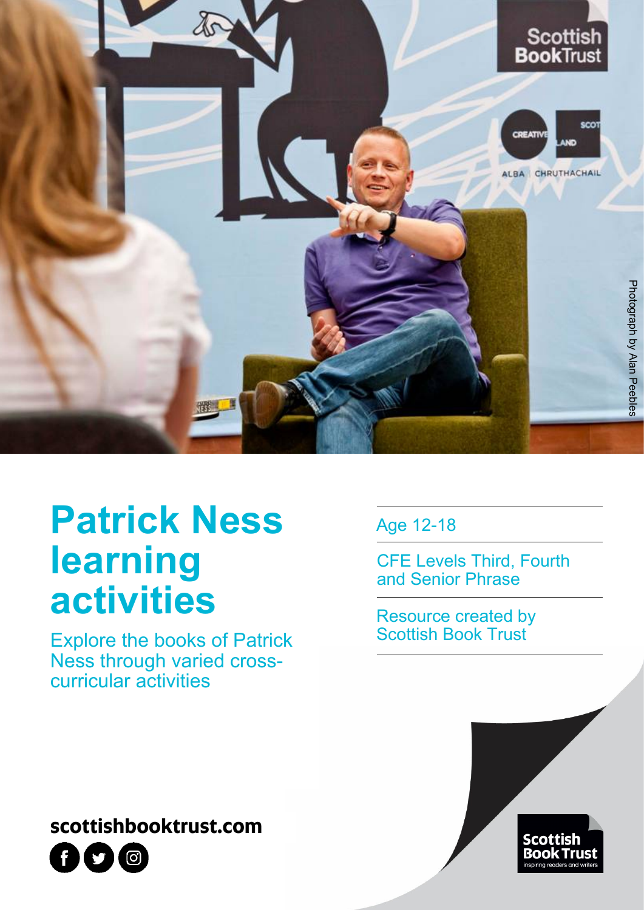# Patrick Ness learning activities

Explore the books of Patrick Ness through varied cross-curricular activities

Age 12-18

CFE Levels Third, Fourth and Senior Phrase

Resource created by Scottish Book Trust

Photograph by Alan Peebles

scottishbooktrust.com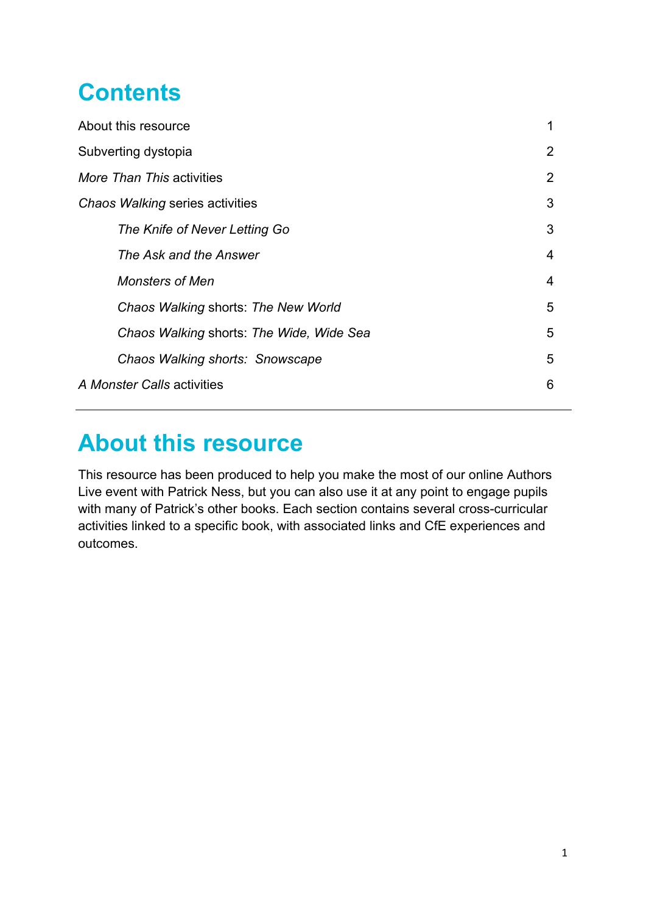# Contents

| | |
|---|---|
| About this resource | 1 |
| Subverting dystopia | 2 |
| *More Than This* activities | 2 |
| *Chaos Walking* series activities | 3 |
| &nbsp;&nbsp;&nbsp;&nbsp;*The Knife of Never Letting Go* | 3 |
| &nbsp;&nbsp;&nbsp;&nbsp;*The Ask and the Answer* | 4 |
| &nbsp;&nbsp;&nbsp;&nbsp;*Monsters of Men* | 4 |
| &nbsp;&nbsp;&nbsp;&nbsp;*Chaos Walking* shorts: *The New World* | 5 |
| &nbsp;&nbsp;&nbsp;&nbsp;*Chaos Walking* shorts: *The Wide, Wide Sea* | 5 |
| &nbsp;&nbsp;&nbsp;&nbsp;*Chaos Walking shorts: Snowscape* | 5 |
| *A Monster Calls* activities | 6 |

---

# About this resource

This resource has been produced to help you make the most of our online Authors Live event with Patrick Ness, but you can also use it at any point to engage pupils with many of Patrick's other books. Each section contains several cross-curricular activities linked to a specific book, with associated links and CfE experiences and outcomes.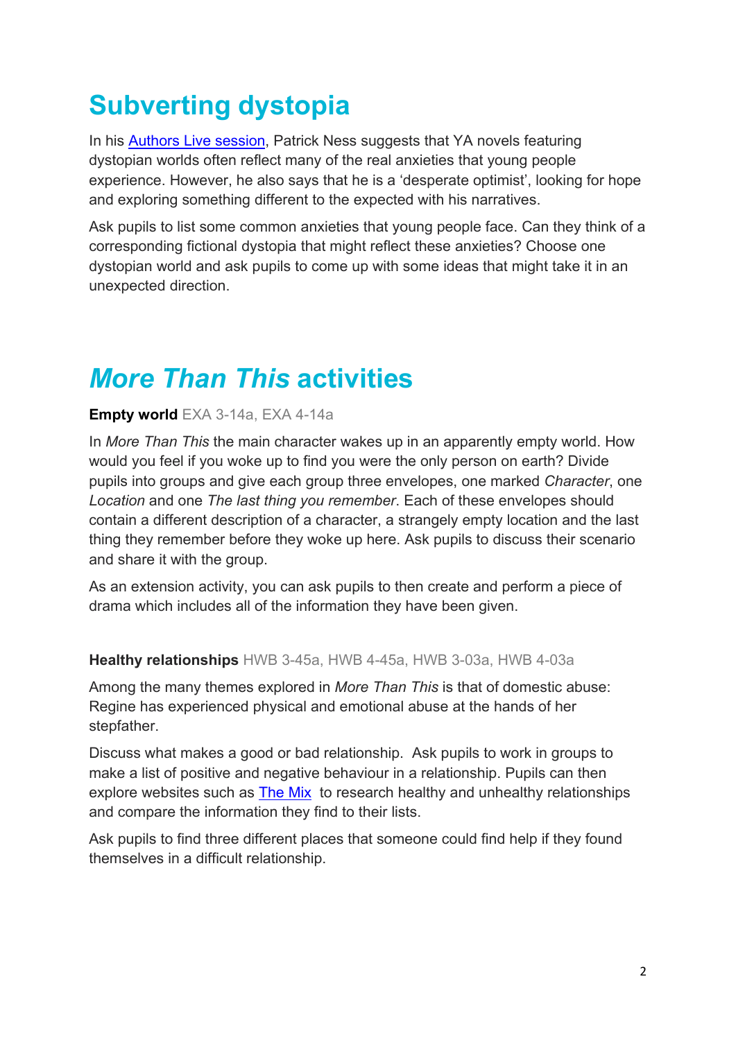# Subverting dystopia

In his [Authors Live session](), Patrick Ness suggests that YA novels featuring dystopian worlds often reflect many of the real anxieties that young people experience. However, he also says that he is a 'desperate optimist', looking for hope and exploring something different to the expected with his narratives.

Ask pupils to list some common anxieties that young people face. Can they think of a corresponding fictional dystopia that might reflect these anxieties? Choose one dystopian world and ask pupils to come up with some ideas that might take it in an unexpected direction.

# *More Than This* activities

**Empty world** EXA 3-14a, EXA 4-14a

In *More Than This* the main character wakes up in an apparently empty world. How would you feel if you woke up to find you were the only person on earth? Divide pupils into groups and give each group three envelopes, one marked *Character*, one *Location* and one *The last thing you remember*. Each of these envelopes should contain a different description of a character, a strangely empty location and the last thing they remember before they woke up here. Ask pupils to discuss their scenario and share it with the group.

As an extension activity, you can ask pupils to then create and perform a piece of drama which includes all of the information they have been given.

**Healthy relationships** HWB 3-45a, HWB 4-45a, HWB 3-03a, HWB 4-03a

Among the many themes explored in *More Than This* is that of domestic abuse: Regine has experienced physical and emotional abuse at the hands of her stepfather.

Discuss what makes a good or bad relationship. Ask pupils to work in groups to make a list of positive and negative behaviour in a relationship. Pupils can then explore websites such as [The Mix]() to research healthy and unhealthy relationships and compare the information they find to their lists.

Ask pupils to find three different places that someone could find help if they found themselves in a difficult relationship.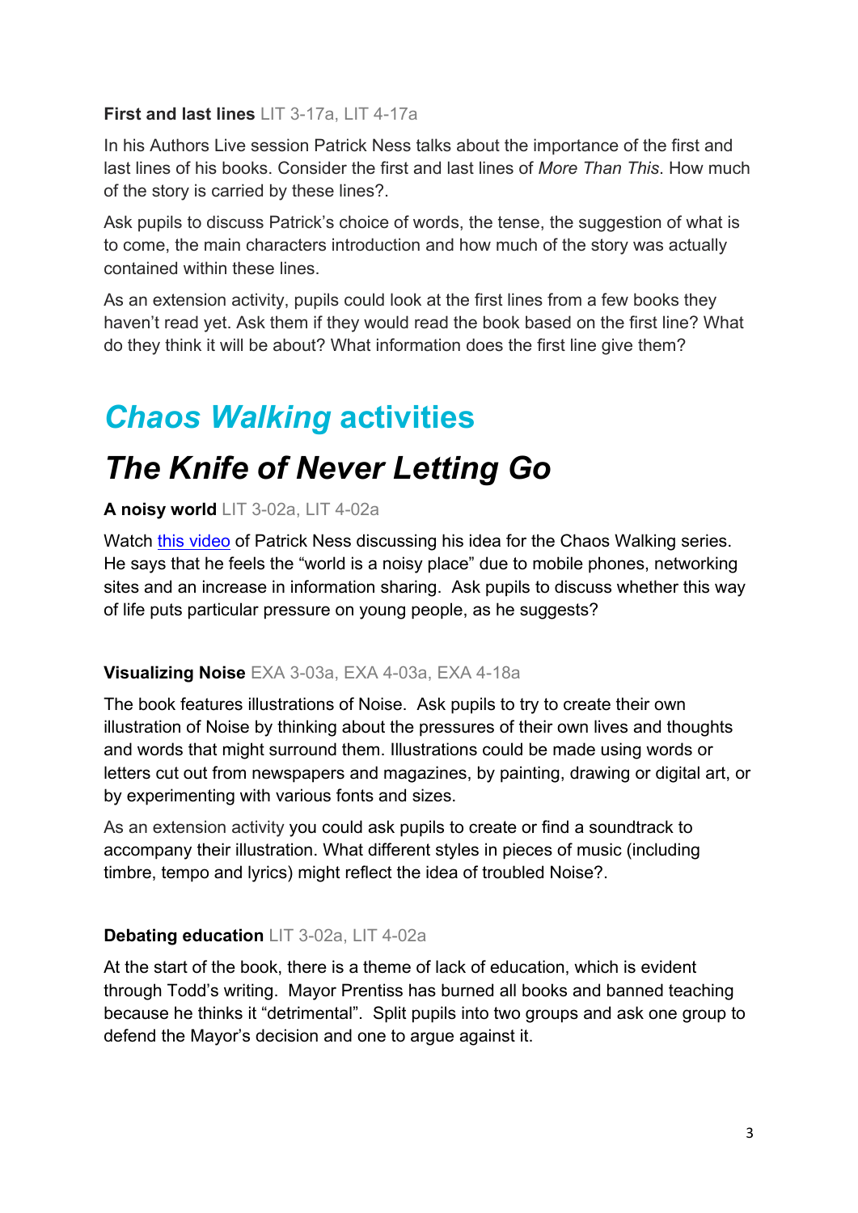**First and last lines** LIT 3-17a, LIT 4-17a

In his Authors Live session Patrick Ness talks about the importance of the first and last lines of his books. Consider the first and last lines of *More Than This*. How much of the story is carried by these lines?.

Ask pupils to discuss Patrick's choice of words, the tense, the suggestion of what is to come, the main characters introduction and how much of the story was actually contained within these lines.

As an extension activity, pupils could look at the first lines from a few books they haven't read yet. Ask them if they would read the book based on the first line? What do they think it will be about? What information does the first line give them?

# *Chaos Walking* activities

## *The Knife of Never Letting Go*

**A noisy world** LIT 3-02a, LIT 4-02a

Watch this video of Patrick Ness discussing his idea for the Chaos Walking series. He says that he feels the "world is a noisy place" due to mobile phones, networking sites and an increase in information sharing. Ask pupils to discuss whether this way of life puts particular pressure on young people, as he suggests?

**Visualizing Noise** EXA 3-03a, EXA 4-03a, EXA 4-18a

The book features illustrations of Noise. Ask pupils to try to create their own illustration of Noise by thinking about the pressures of their own lives and thoughts and words that might surround them. Illustrations could be made using words or letters cut out from newspapers and magazines, by painting, drawing or digital art, or by experimenting with various fonts and sizes.

As an extension activity you could ask pupils to create or find a soundtrack to accompany their illustration. What different styles in pieces of music (including timbre, tempo and lyrics) might reflect the idea of troubled Noise?.

**Debating education** LIT 3-02a, LIT 4-02a

At the start of the book, there is a theme of lack of education, which is evident through Todd's writing. Mayor Prentiss has burned all books and banned teaching because he thinks it "detrimental". Split pupils into two groups and ask one group to defend the Mayor's decision and one to argue against it.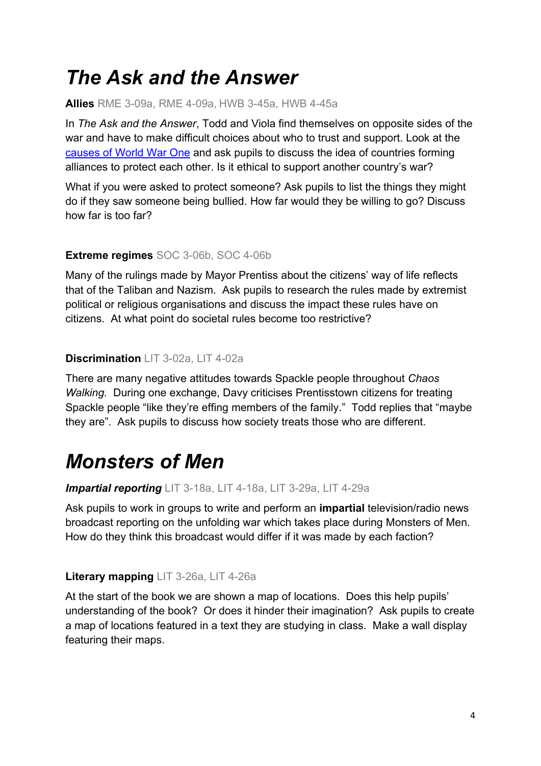# *The Ask and the Answer*

**Allies** RME 3-09a, RME 4-09a, HWB 3-45a, HWB 4-45a

In *The Ask and the Answer*, Todd and Viola find themselves on opposite sides of the war and have to make difficult choices about who to trust and support. Look at the causes of World War One and ask pupils to discuss the idea of countries forming alliances to protect each other. Is it ethical to support another country's war?

What if you were asked to protect someone? Ask pupils to list the things they might do if they saw someone being bullied. How far would they be willing to go? Discuss how far is too far?

**Extreme regimes** SOC 3-06b, SOC 4-06b

Many of the rulings made by Mayor Prentiss about the citizens' way of life reflects that of the Taliban and Nazism. Ask pupils to research the rules made by extremist political or religious organisations and discuss the impact these rules have on citizens. At what point do societal rules become too restrictive?

**Discrimination** LIT 3-02a, LIT 4-02a

There are many negative attitudes towards Spackle people throughout *Chaos Walking.* During one exchange, Davy criticises Prentisstown citizens for treating Spackle people "like they're effing members of the family." Todd replies that "maybe they are". Ask pupils to discuss how society treats those who are different.

# *Monsters of Men*

***Impartial reporting*** LIT 3-18a, LIT 4-18a, LIT 3-29a, LIT 4-29a

Ask pupils to work in groups to write and perform an **impartial** television/radio news broadcast reporting on the unfolding war which takes place during Monsters of Men. How do they think this broadcast would differ if it was made by each faction?

**Literary mapping** LIT 3-26a, LIT 4-26a

At the start of the book we are shown a map of locations. Does this help pupils' understanding of the book? Or does it hinder their imagination? Ask pupils to create a map of locations featured in a text they are studying in class. Make a wall display featuring their maps.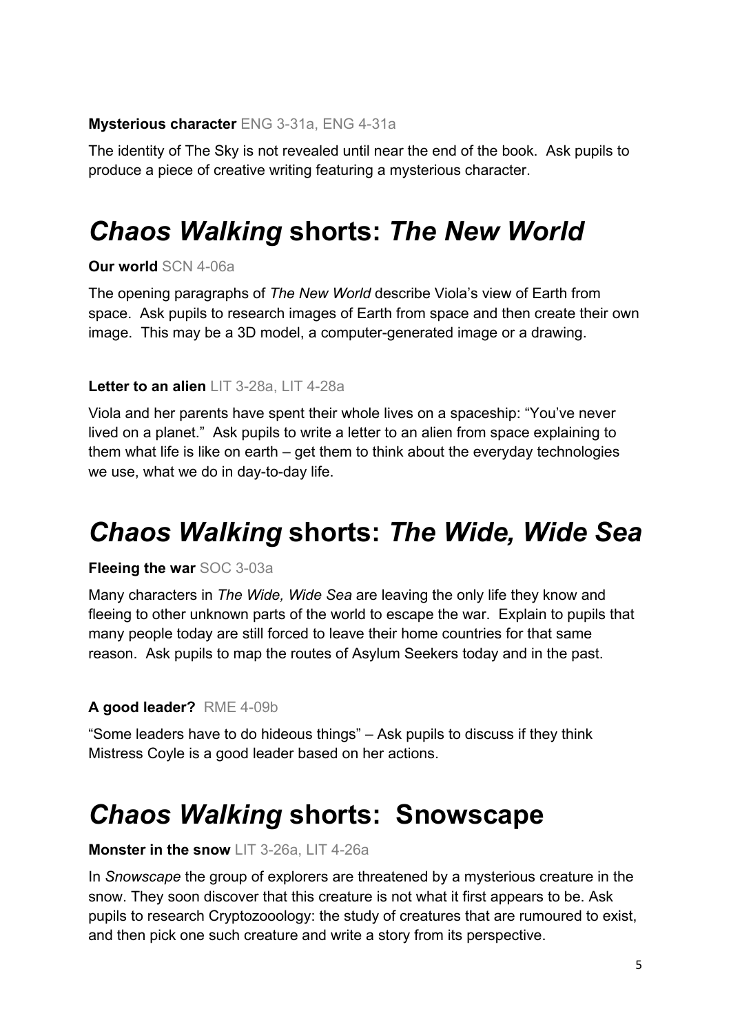**Mysterious character** ENG 3-31a, ENG 4-31a

The identity of The Sky is not revealed until near the end of the book. Ask pupils to produce a piece of creative writing featuring a mysterious character.

# *Chaos Walking* shorts: *The New World*

**Our world** SCN 4-06a

The opening paragraphs of *The New World* describe Viola's view of Earth from space. Ask pupils to research images of Earth from space and then create their own image. This may be a 3D model, a computer-generated image or a drawing.

**Letter to an alien** LIT 3-28a, LIT 4-28a

Viola and her parents have spent their whole lives on a spaceship: "You've never lived on a planet." Ask pupils to write a letter to an alien from space explaining to them what life is like on earth – get them to think about the everyday technologies we use, what we do in day-to-day life.

# *Chaos Walking* shorts: *The Wide, Wide Sea*

**Fleeing the war** SOC 3-03a

Many characters in *The Wide, Wide Sea* are leaving the only life they know and fleeing to other unknown parts of the world to escape the war. Explain to pupils that many people today are still forced to leave their home countries for that same reason. Ask pupils to map the routes of Asylum Seekers today and in the past.

**A good leader?** RME 4-09b

"Some leaders have to do hideous things" – Ask pupils to discuss if they think Mistress Coyle is a good leader based on her actions.

# *Chaos Walking* shorts: Snowscape

**Monster in the snow** LIT 3-26a, LIT 4-26a

In *Snowscape* the group of explorers are threatened by a mysterious creature in the snow. They soon discover that this creature is not what it first appears to be. Ask pupils to research Cryptozooology: the study of creatures that are rumoured to exist, and then pick one such creature and write a story from its perspective.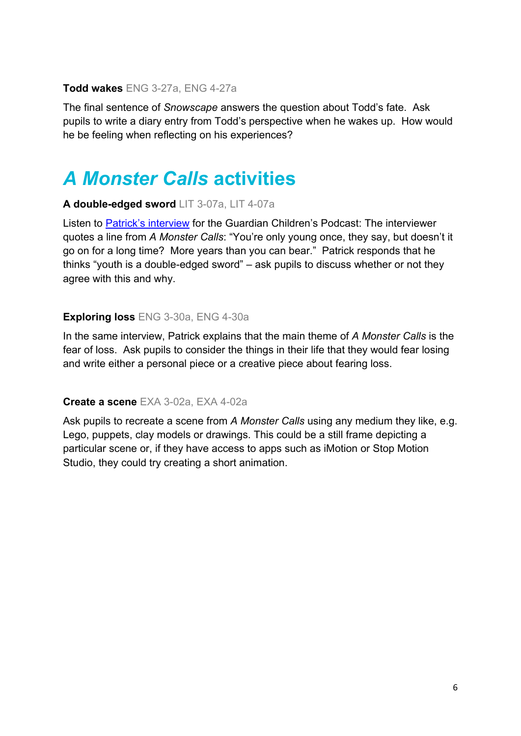**Todd wakes** ENG 3-27a, ENG 4-27a

The final sentence of *Snowscape* answers the question about Todd's fate. Ask pupils to write a diary entry from Todd's perspective when he wakes up. How would he be feeling when reflecting on his experiences?

# *A Monster Calls* activities

**A double-edged sword** LIT 3-07a, LIT 4-07a

Listen to [Patrick's interview]() for the Guardian Children's Podcast: The interviewer quotes a line from *A Monster Calls*: "You're only young once, they say, but doesn't it go on for a long time? More years than you can bear." Patrick responds that he thinks "youth is a double-edged sword" – ask pupils to discuss whether or not they agree with this and why.

**Exploring loss** ENG 3-30a, ENG 4-30a

In the same interview, Patrick explains that the main theme of *A Monster Calls* is the fear of loss. Ask pupils to consider the things in their life that they would fear losing and write either a personal piece or a creative piece about fearing loss.

**Create a scene** EXA 3-02a, EXA 4-02a

Ask pupils to recreate a scene from *A Monster Calls* using any medium they like, e.g. Lego, puppets, clay models or drawings. This could be a still frame depicting a particular scene or, if they have access to apps such as iMotion or Stop Motion Studio, they could try creating a short animation.